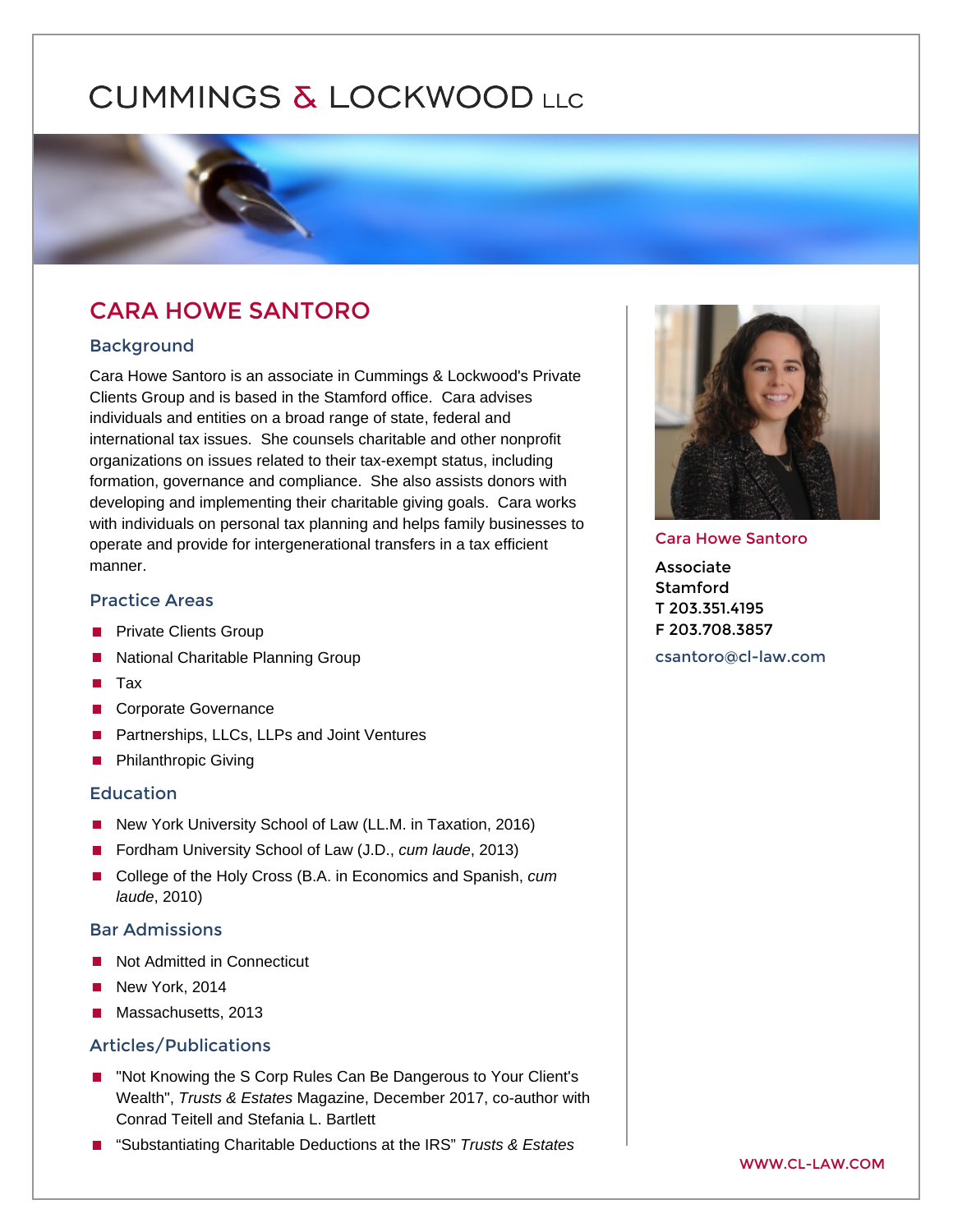# CUMMINGS & LOCKWOOD LLC

## CARA HOWE SANTORO

**Cara Howe Santoro**

Associate
Stamford
T 203.351.4195
F 203.708.3857

csantoro@cl-law.com

### Background

Cara Howe Santoro is an associate in Cummings & Lockwood's Private Clients Group and is based in the Stamford office. Cara advises individuals and entities on a broad range of state, federal and international tax issues. She counsels charitable and other nonprofit organizations on issues related to their tax-exempt status, including formation, governance and compliance. She also assists donors with developing and implementing their charitable giving goals. Cara works with individuals on personal tax planning and helps family businesses to operate and provide for intergenerational transfers in a tax efficient manner.

### Practice Areas

- Private Clients Group
- National Charitable Planning Group
- Tax
- Corporate Governance
- Partnerships, LLCs, LLPs and Joint Ventures
- Philanthropic Giving

### Education

- New York University School of Law (LL.M. in Taxation, 2016)
- Fordham University School of Law (J.D., *cum laude*, 2013)
- College of the Holy Cross (B.A. in Economics and Spanish, *cum laude*, 2010)

### Bar Admissions

- Not Admitted in Connecticut
- New York, 2014
- Massachusetts, 2013

### Articles/Publications

- "Not Knowing the S Corp Rules Can Be Dangerous to Your Client's Wealth", *Trusts & Estates* Magazine, December 2017, co-author with Conrad Teitell and Stefania L. Bartlett
- "Substantiating Charitable Deductions at the IRS" *Trusts & Estates*

WWW.CL-LAW.COM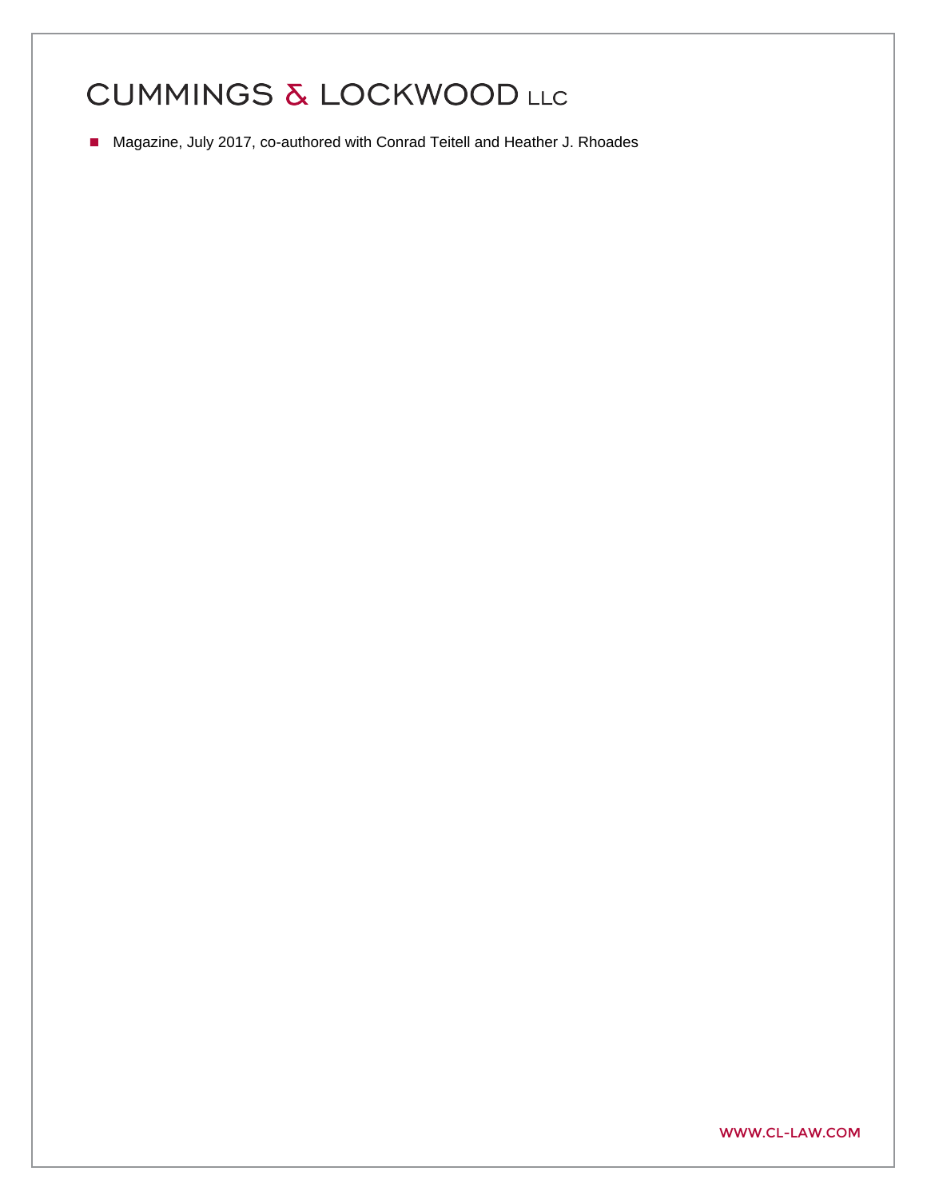- Magazine, July 2017, co-authored with Conrad Teitell and Heather J. Rhoades